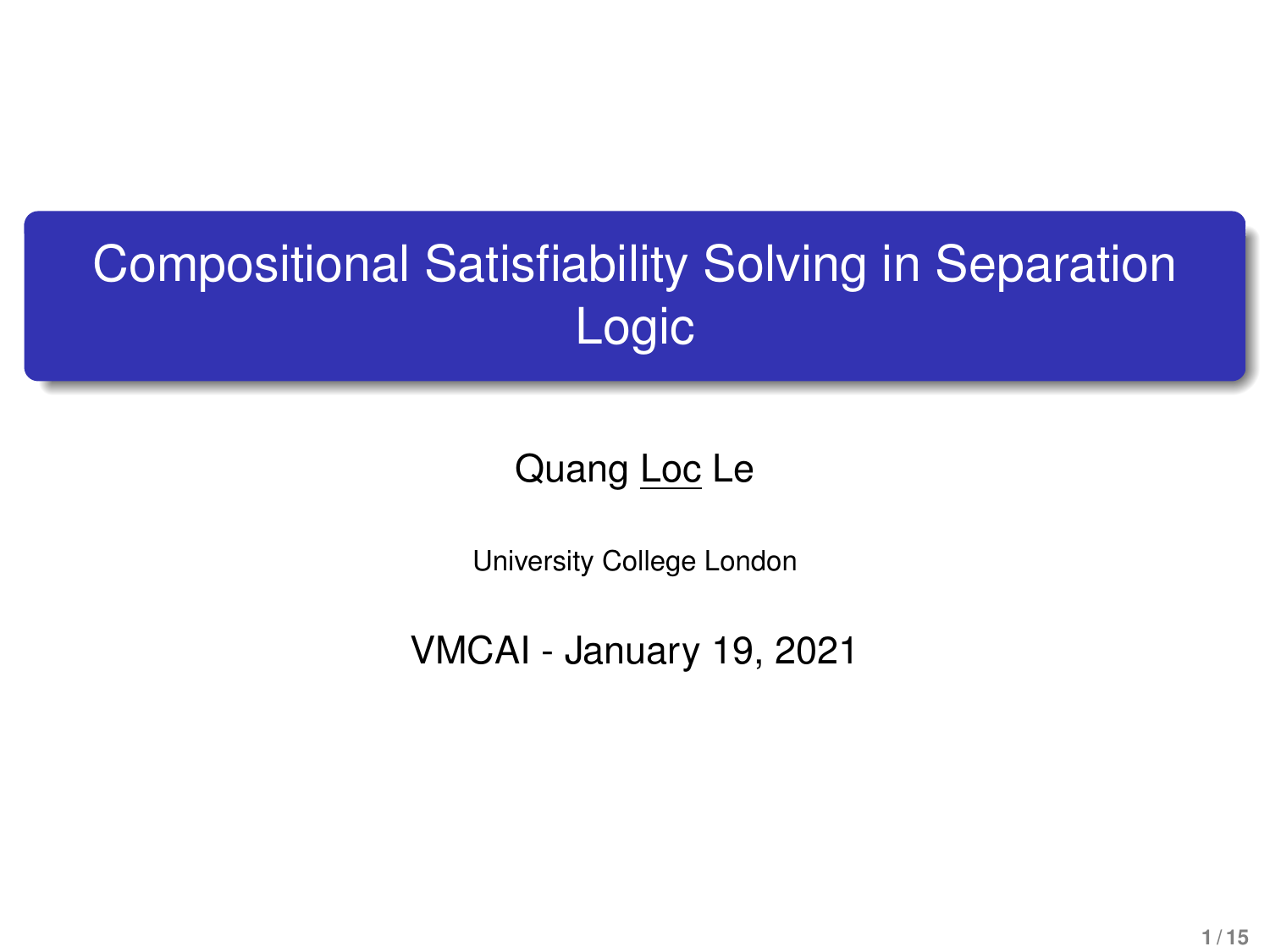# Compositional Satisfiability Solving in Separation Logic

Quang Loc Le

University College London

VMCAI - January 19, 2021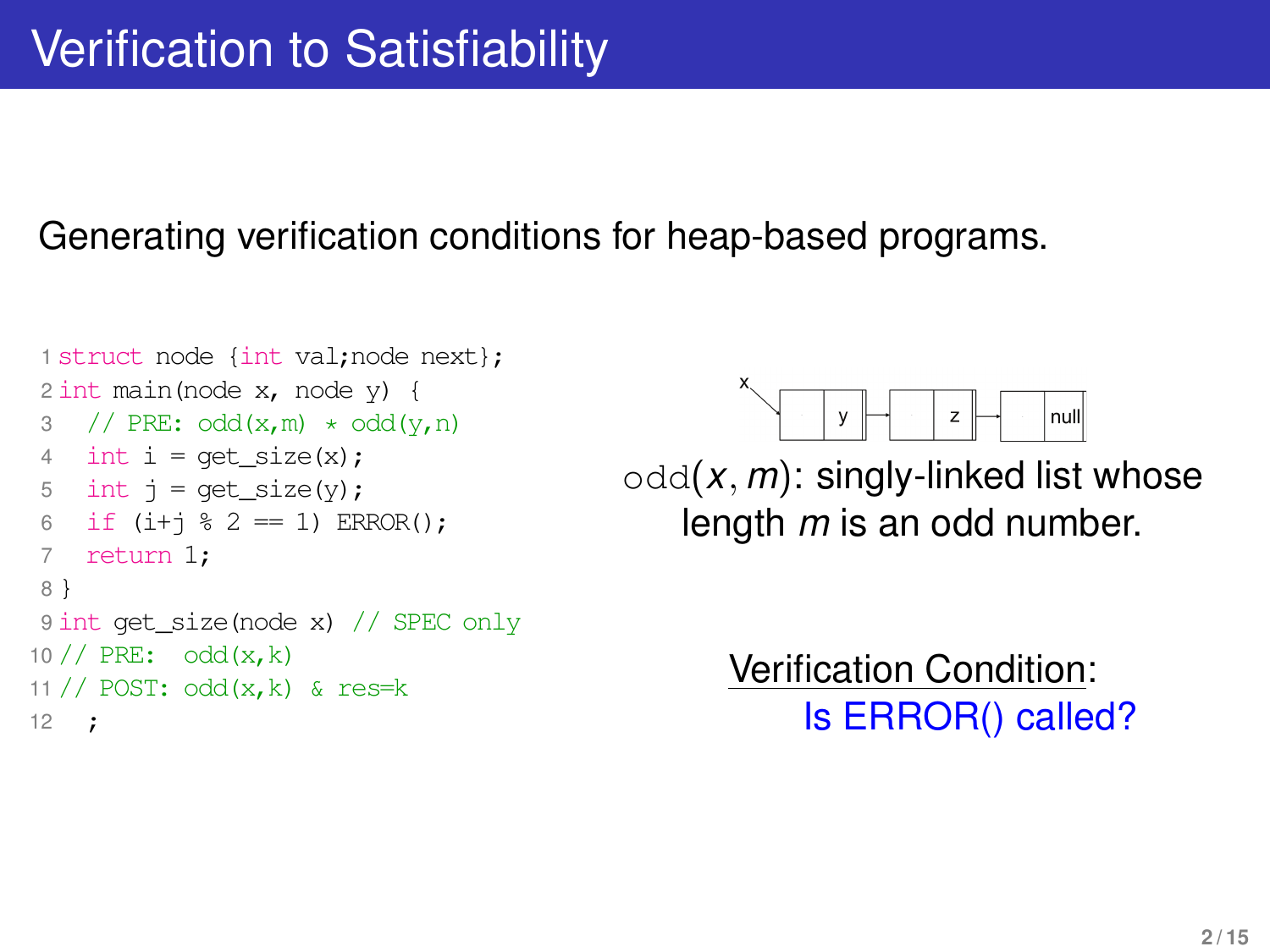# Verification to Satisfiability

Generating verification conditions for heap-based programs.

```
1 struct node {int val;node next};
2 int main(node x, node y) {
3   // PRE: odd(x,m) * odd(y,n)
4   int i = get_size(x);
5   int j = get_size(y);
6   if (i+j % 2 == 1) ERROR();
7   return 1;
8 }
9 int get_size(node x) // SPEC only
10 // PRE:  odd(x,k)
11 // POST: odd(x,k) & res=k
12   ;
```

x → [ · | y ] → [ · | z ] → [ · | null ]

odd$(x, m)$: singly-linked list whose length $m$ is an odd number.

Verification Condition:
Is ERROR() called?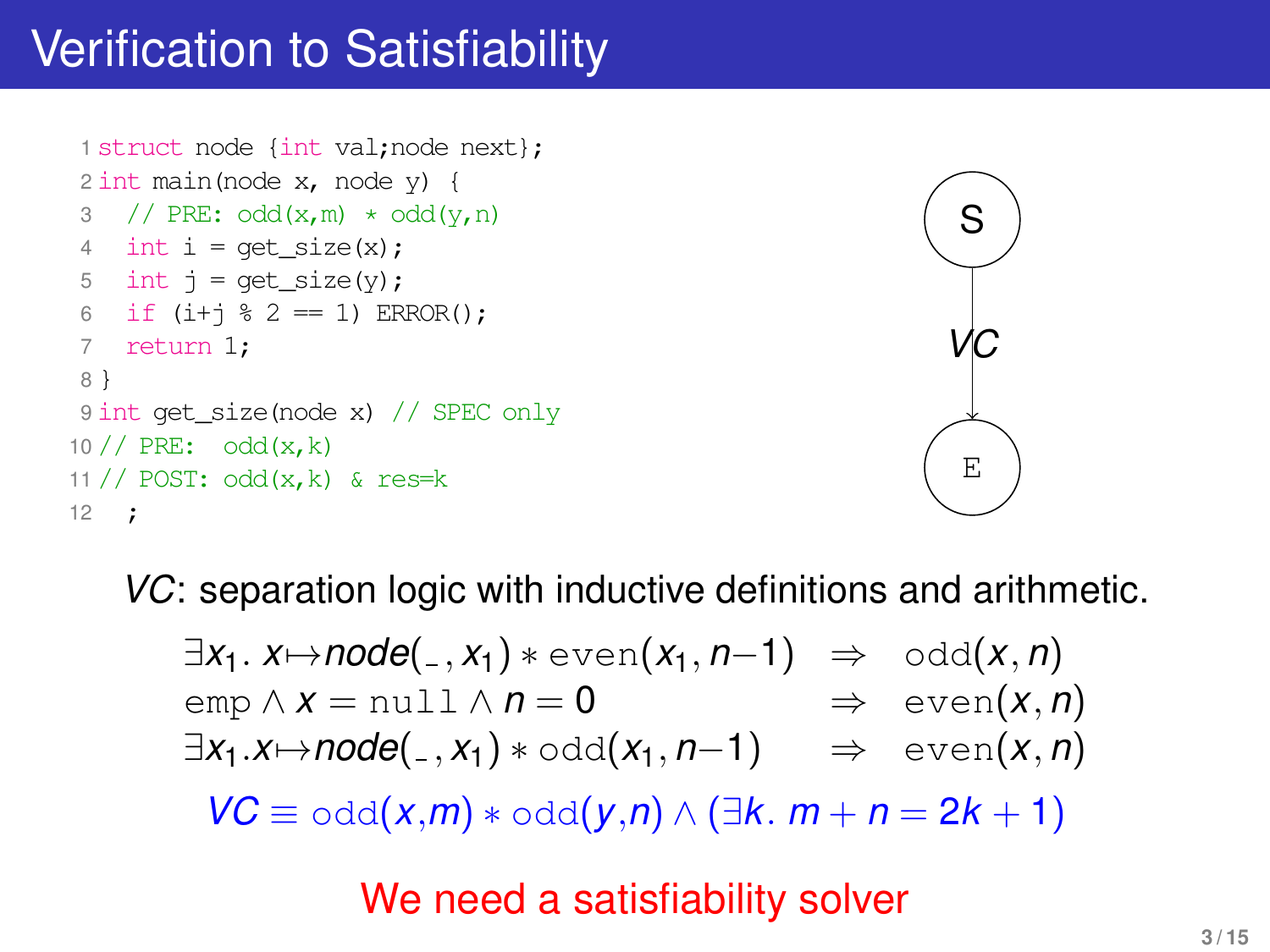# Verification to Satisfiability

```c
1 struct node {int val;node next};
2 int main(node x, node y) {
3   // PRE: odd(x,m) * odd(y,n)
4   int i = get_size(x);
5   int j = get_size(y);
6   if (i+j % 2 == 1) ERROR();
7   return 1;
8 }
9 int get_size(node x) // SPEC only
10 // PRE:  odd(x,k)
11 // POST: odd(x,k) & res=k
12   ;
```

S → *VC* → E

*VC*: separation logic with inductive definitions and arithmetic.

$$
\begin{array}{lcl}
\exists x_1.\, x \mapsto node(\_, x_1) * \mathtt{even}(x_1, n{-}1) & \Rightarrow & \mathtt{odd}(x, n) \\
\mathtt{emp} \wedge x = \mathtt{null} \wedge n = 0 & \Rightarrow & \mathtt{even}(x, n) \\
\exists x_1.x \mapsto node(\_, x_1) * \mathtt{odd}(x_1, n{-}1) & \Rightarrow & \mathtt{even}(x, n)
\end{array}
$$

$$VC \equiv \mathtt{odd}(x,m) * \mathtt{odd}(y,n) \wedge (\exists k.\; m + n = 2k + 1)$$

We need a satisfiability solver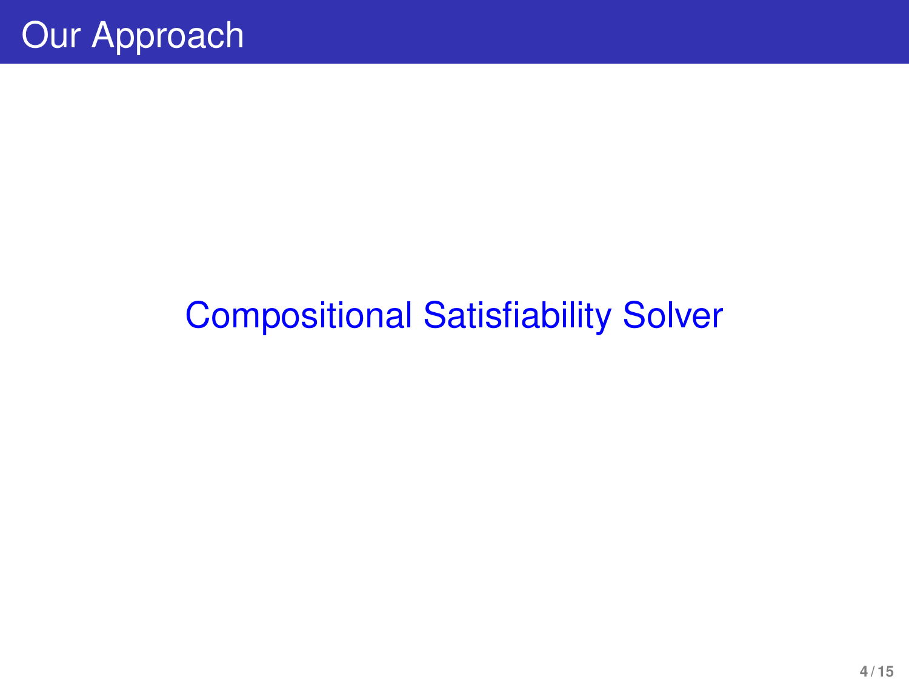# Our Approach

Compositional Satisfiability Solver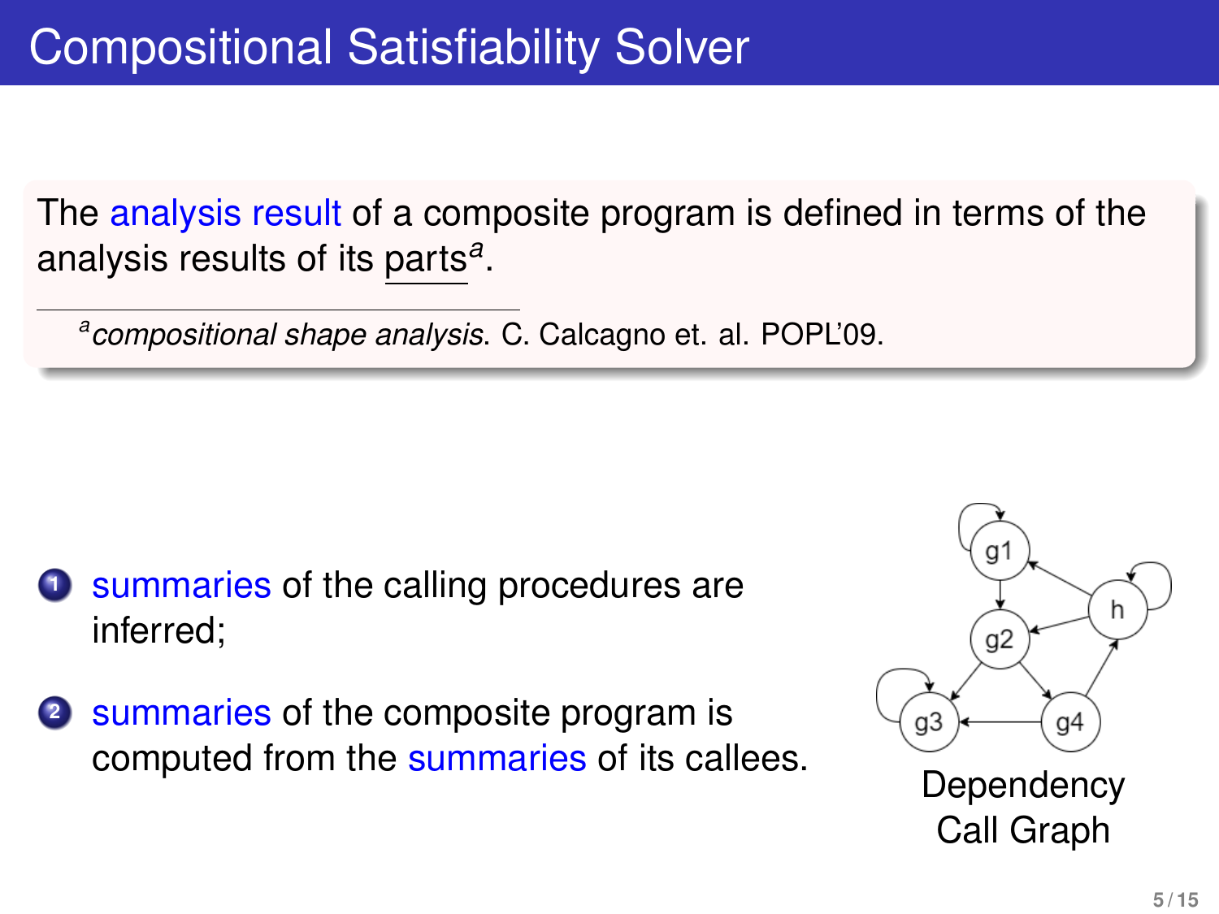# Compositional Satisfiability Solver

The analysis result of a composite program is defined in terms of the analysis results of its parts[a].

[a] *compositional shape analysis*. C. Calcagno et. al. POPL'09.

1. summaries of the calling procedures are inferred;
2. summaries of the composite program is computed from the summaries of its callees.

Dependency Call Graph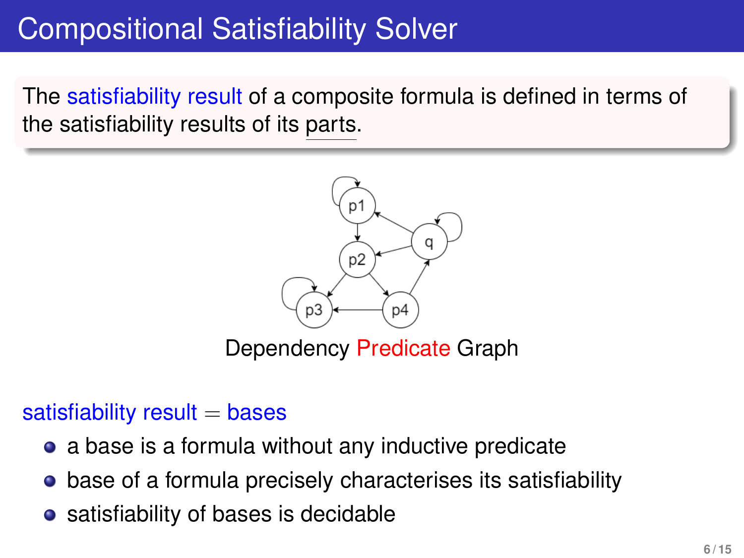# Compositional Satisfiability Solver

The satisfiability result of a composite formula is defined in terms of the satisfiability results of its parts.

Dependency Predicate Graph

satisfiability result = bases

- a base is a formula without any inductive predicate
- base of a formula precisely characterises its satisfiability
- satisfiability of bases is decidable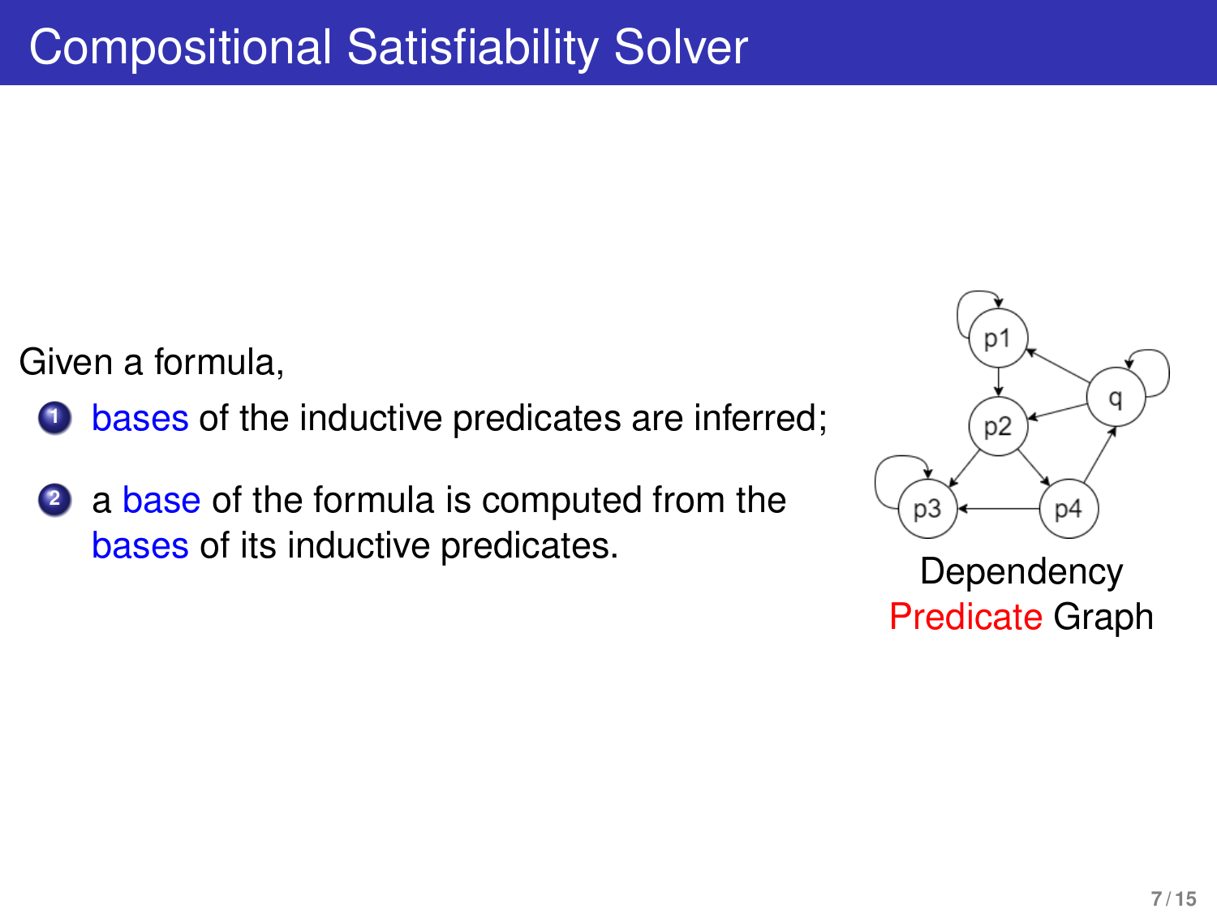# Compositional Satisfiability Solver

Given a formula,

1. bases of the inductive predicates are inferred;
2. a base of the formula is computed from the bases of its inductive predicates.

Dependency Predicate Graph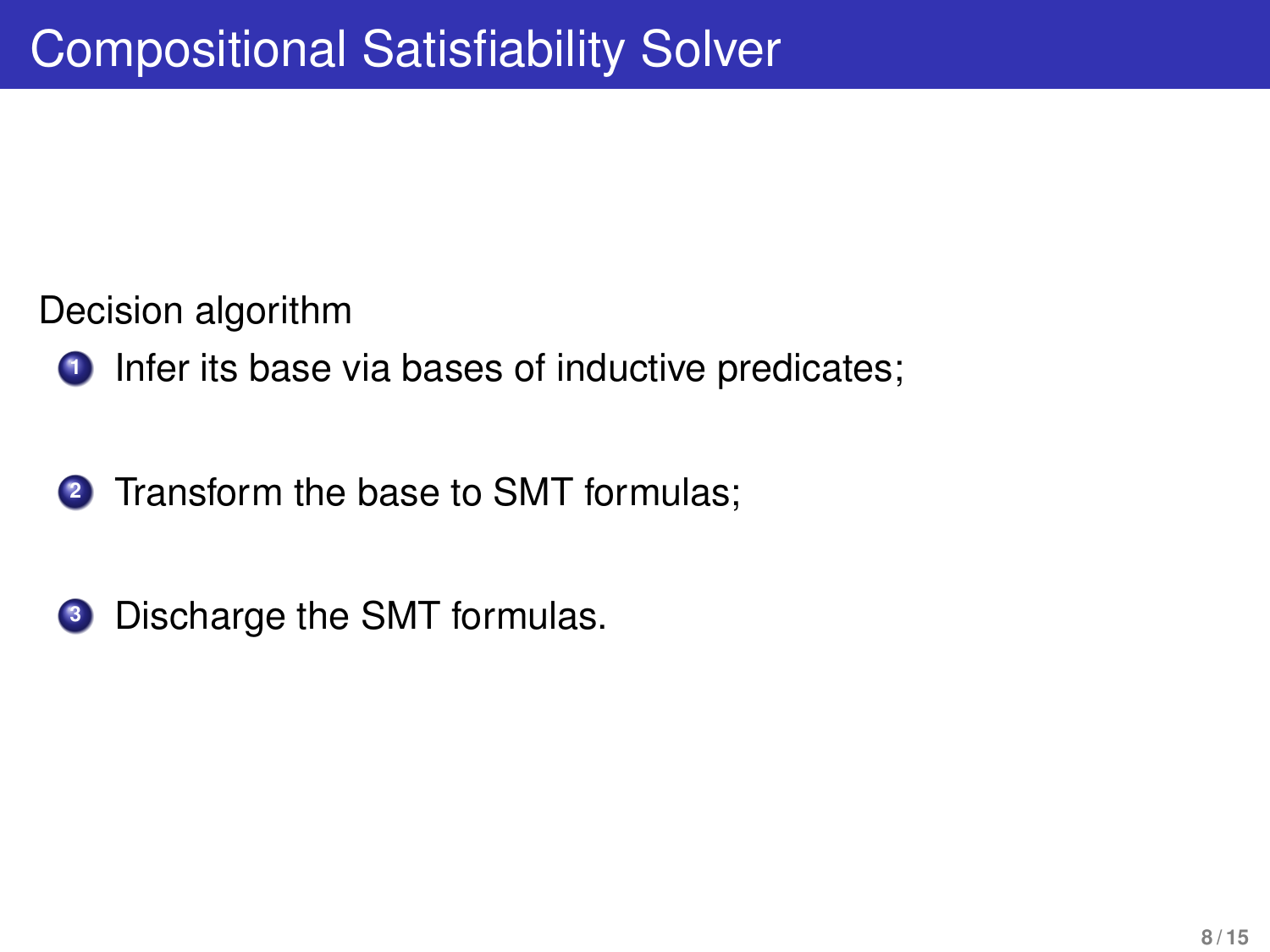# Compositional Satisfiability Solver

Decision algorithm

1. Infer its base via bases of inductive predicates;
2. Transform the base to SMT formulas;
3. Discharge the SMT formulas.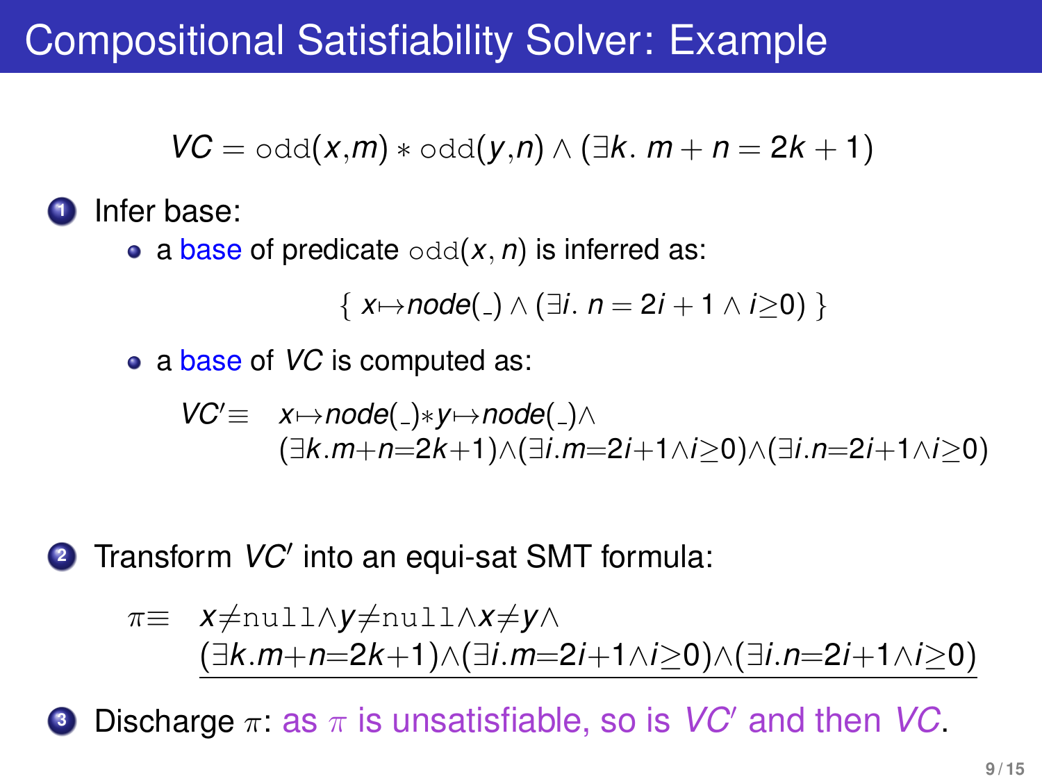# Compositional Satisfiability Solver: Example

$$VC = \mathtt{odd}(x,m) * \mathtt{odd}(y,n) \wedge (\exists k.\ m+n=2k+1)$$

1. Infer base:
   - a base of predicate $\mathtt{odd}(x,n)$ is inferred as:

     $$\{\ x{\mapsto}node(\_) \wedge (\exists i.\ n=2i+1 \wedge i{\geq}0)\ \}$$

   - a base of $VC$ is computed as:

     $$VC' \equiv \quad x{\mapsto}node(\_){*}y{\mapsto}node(\_){\wedge} \\ (\exists k.m{+}n{=}2k{+}1){\wedge}(\exists i.m{=}2i{+}1{\wedge}i{\geq}0){\wedge}(\exists i.n{=}2i{+}1{\wedge}i{\geq}0)$$

2. Transform $VC'$ into an equi-sat SMT formula:

   $$\pi \equiv \quad x{\neq}\mathtt{null}{\wedge}y{\neq}\mathtt{null}{\wedge}x{\neq}y{\wedge} \\ \underline{(\exists k.m{+}n{=}2k{+}1){\wedge}(\exists i.m{=}2i{+}1{\wedge}i{\geq}0){\wedge}(\exists i.n{=}2i{+}1{\wedge}i{\geq}0)}$$

3. Discharge $\pi$: as $\pi$ is unsatisfiable, so is $VC'$ and then $VC$.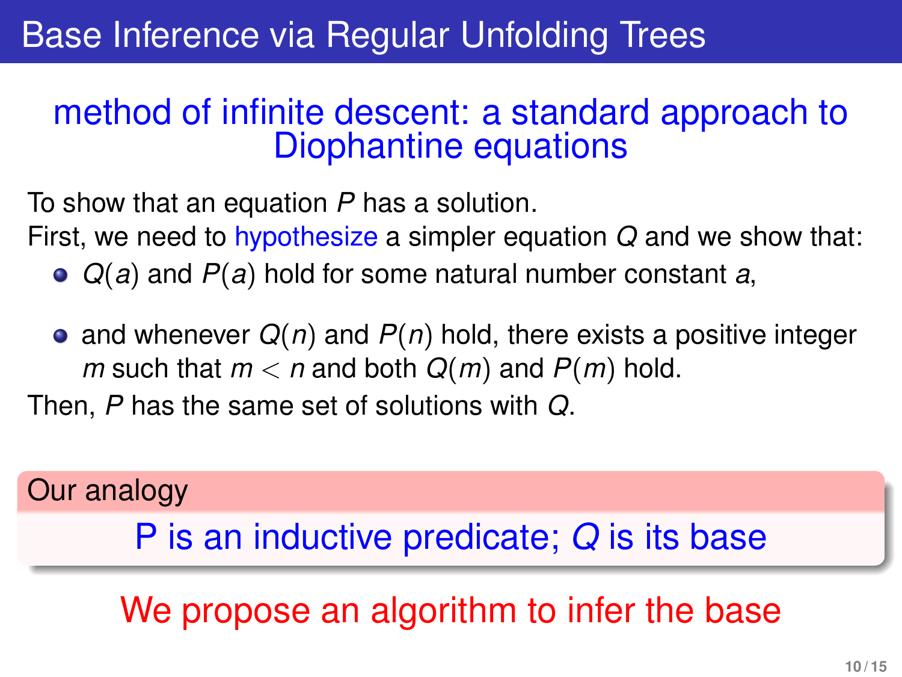# Base Inference via Regular Unfolding Trees

## method of infinite descent: a standard approach to Diophantine equations

To show that an equation $P$ has a solution.
First, we need to hypothesize a simpler equation $Q$ and we show that:

- $Q(a)$ and $P(a)$ hold for some natural number constant $a$,
- and whenever $Q(n)$ and $P(n)$ hold, there exists a positive integer $m$ such that $m < n$ and both $Q(m)$ and $P(m)$ hold.

Then, $P$ has the same set of solutions with $Q$.

**Our analogy**

P is an inductive predicate; $Q$ is its base

We propose an algorithm to infer the base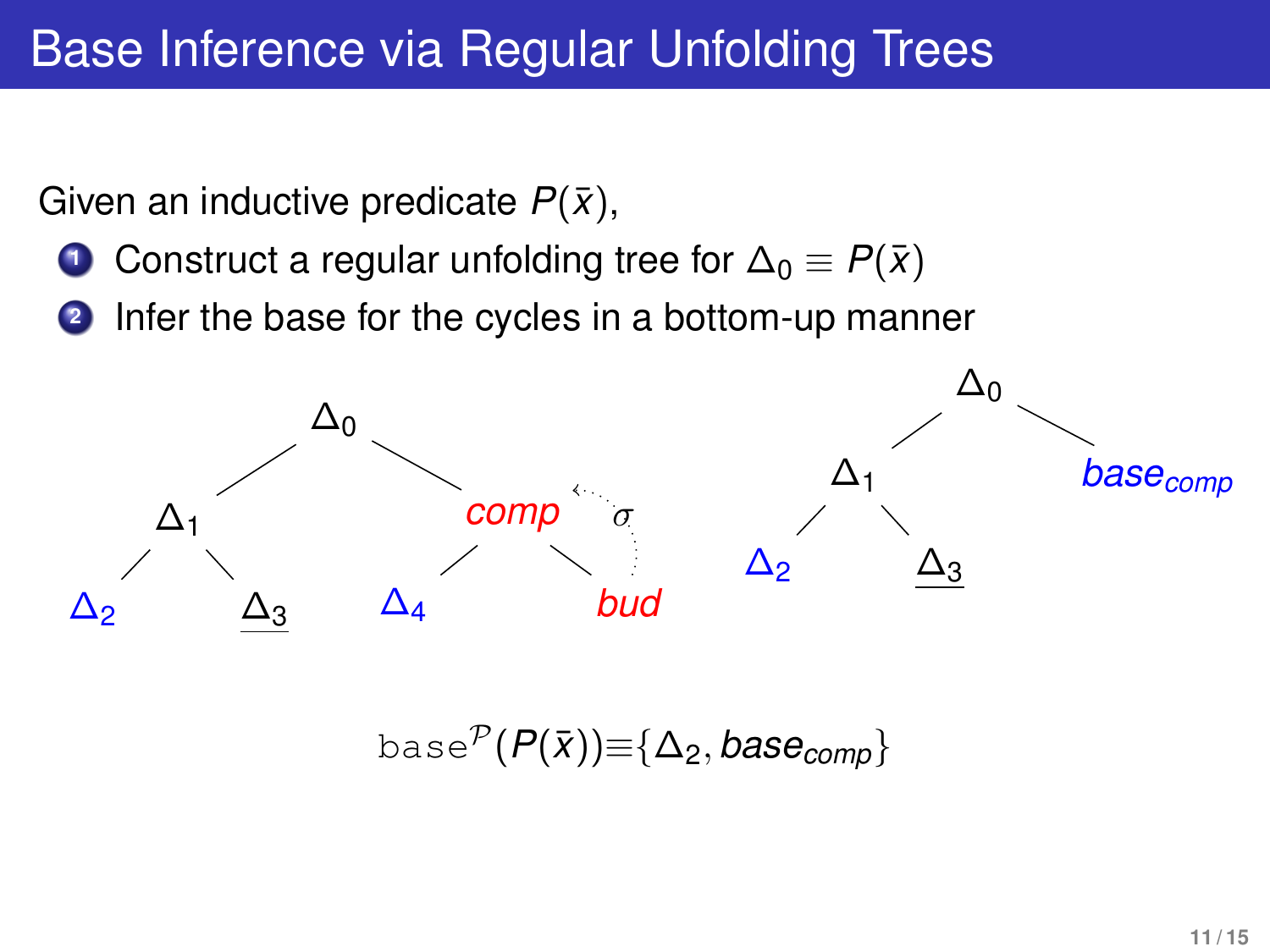# Base Inference via Regular Unfolding Trees

Given an inductive predicate $P(\bar{x})$,

1. Construct a regular unfolding tree for $\Delta_0 \equiv P(\bar{x})$
2. Infer the base for the cycles in a bottom-up manner

$$\Delta_0$$

$\Delta_1$ &nbsp;&nbsp; *comp* &nbsp;&nbsp; $\sigma$

$\Delta_2$ &nbsp;&nbsp; $\underline{\Delta_3}$ &nbsp;&nbsp; $\Delta_4$ &nbsp;&nbsp; *bud*

$$\Delta_0$$

$\Delta_1$ &nbsp;&nbsp; $base_{comp}$

$\Delta_2$ &nbsp;&nbsp; $\underline{\Delta_3}$

$$\texttt{base}^{\mathcal{P}}(P(\bar{x})) \equiv \{\Delta_2, base_{comp}\}$$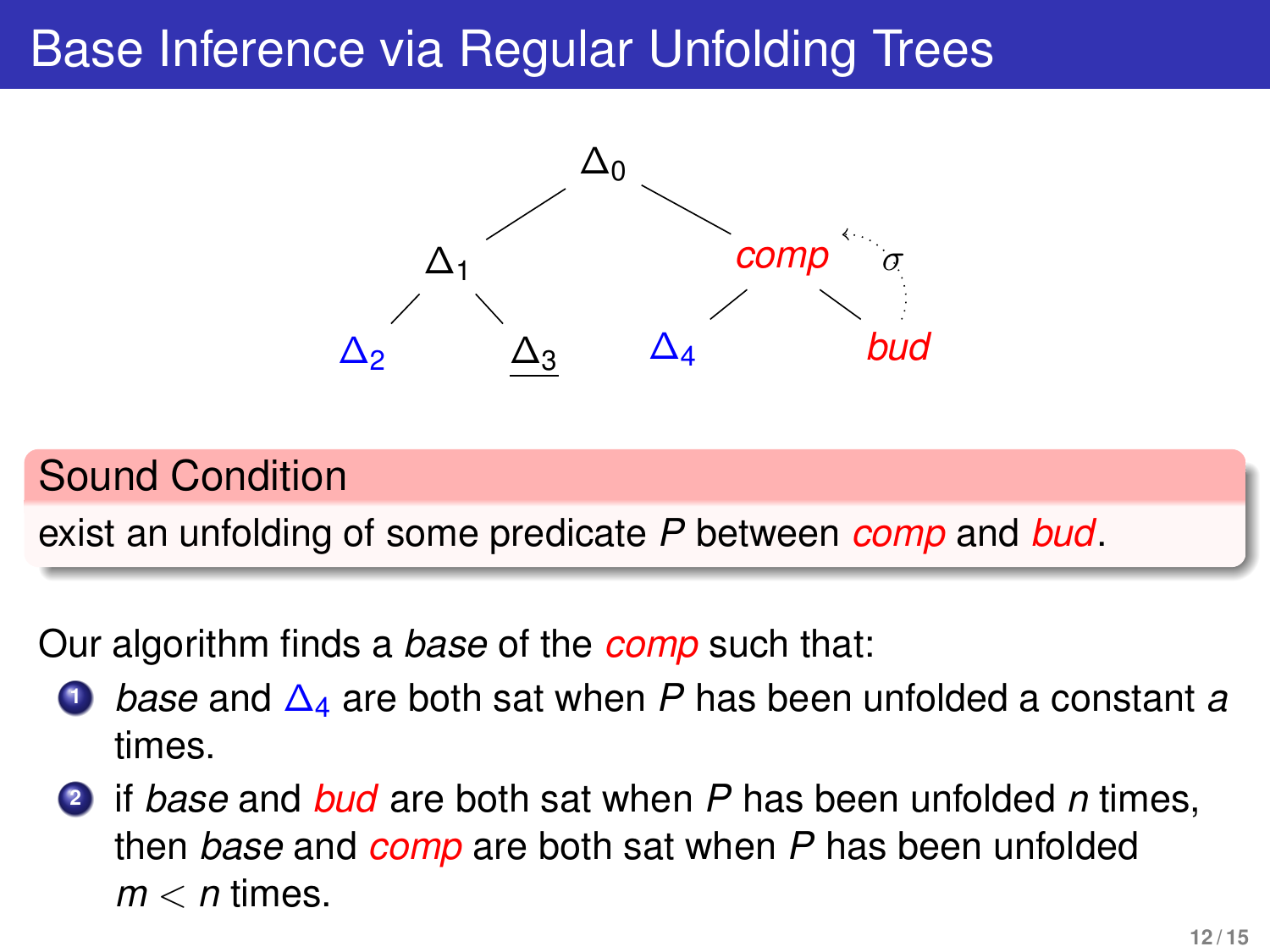# Base Inference via Regular Unfolding Trees

$\Delta_0$

$\Delta_1$ &emsp; *comp* &emsp; $\sigma$

$\Delta_2$ &emsp; $\underline{\Delta_3}$ &emsp; $\Delta_4$ &emsp; *bud*

**Sound Condition**

exist an unfolding of some predicate $P$ between *comp* and *bud*.

Our algorithm finds a *base* of the *comp* such that:

1. *base* and $\Delta_4$ are both sat when $P$ has been unfolded a constant $a$ times.
2. if *base* and *bud* are both sat when $P$ has been unfolded $n$ times, then *base* and *comp* are both sat when $P$ has been unfolded $m < n$ times.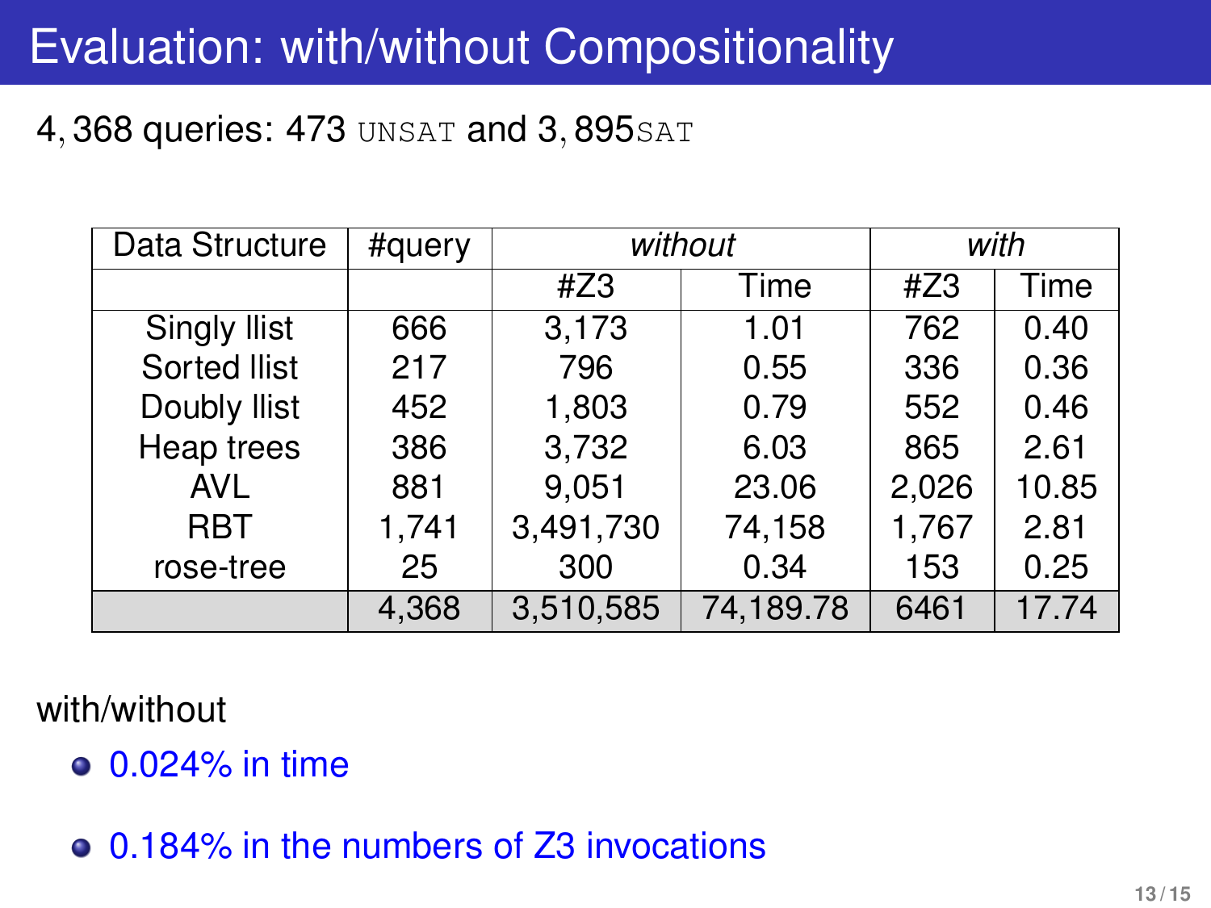# Evaluation: with/without Compositionality

4,368 queries: 473 `UNSAT` and 3,895 `SAT`

| Data Structure | #query | *without* | | *with* | |
|---|---|---|---|---|---|
| | | #Z3 | Time | #Z3 | Time |
| Singly llist | 666 | 3,173 | 1.01 | 762 | 0.40 |
| Sorted llist | 217 | 796 | 0.55 | 336 | 0.36 |
| Doubly llist | 452 | 1,803 | 0.79 | 552 | 0.46 |
| Heap trees | 386 | 3,732 | 6.03 | 865 | 2.61 |
| AVL | 881 | 9,051 | 23.06 | 2,026 | 10.85 |
| RBT | 1,741 | 3,491,730 | 74,158 | 1,767 | 2.81 |
| rose-tree | 25 | 300 | 0.34 | 153 | 0.25 |
| | 4,368 | 3,510,585 | 74,189.78 | 6461 | 17.74 |

with/without

- 0.024% in time
- 0.184% in the numbers of Z3 invocations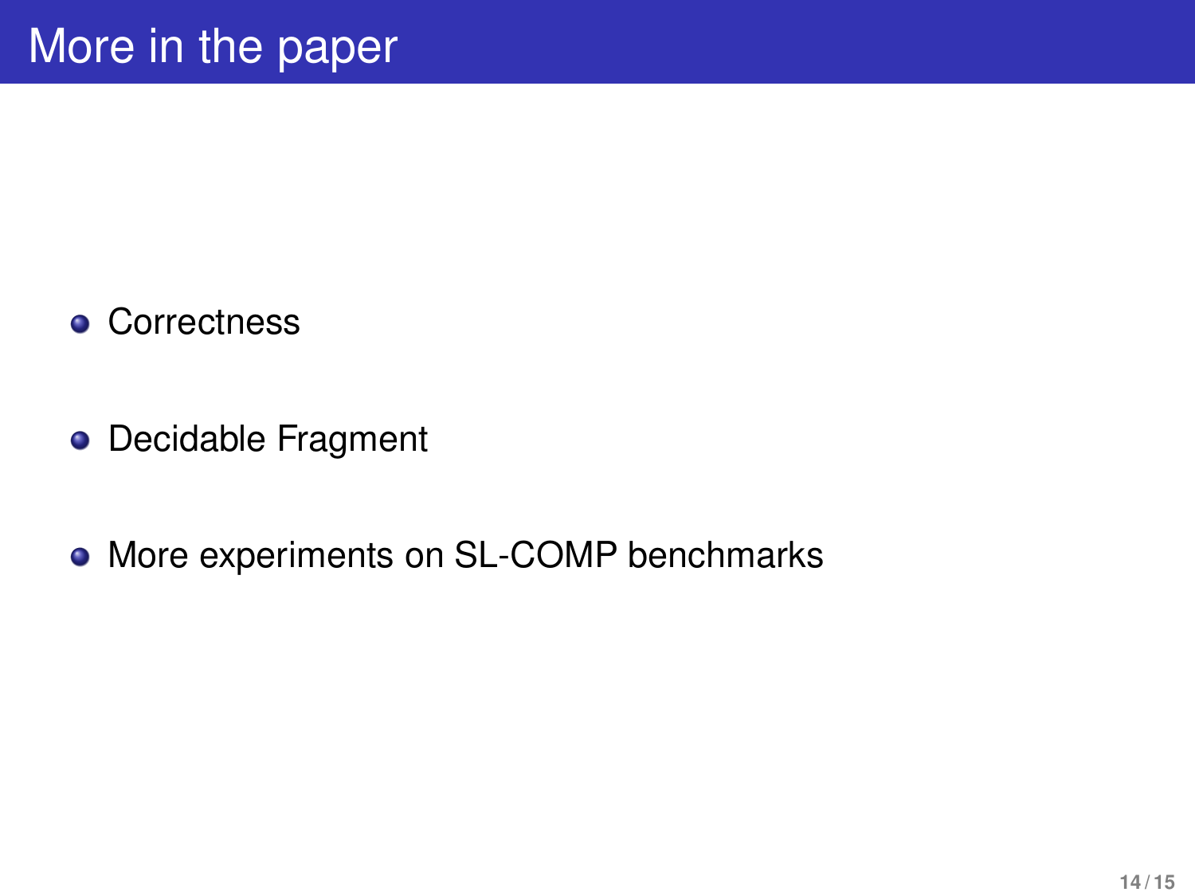# More in the paper

- Correctness
- Decidable Fragment
- More experiments on SL-COMP benchmarks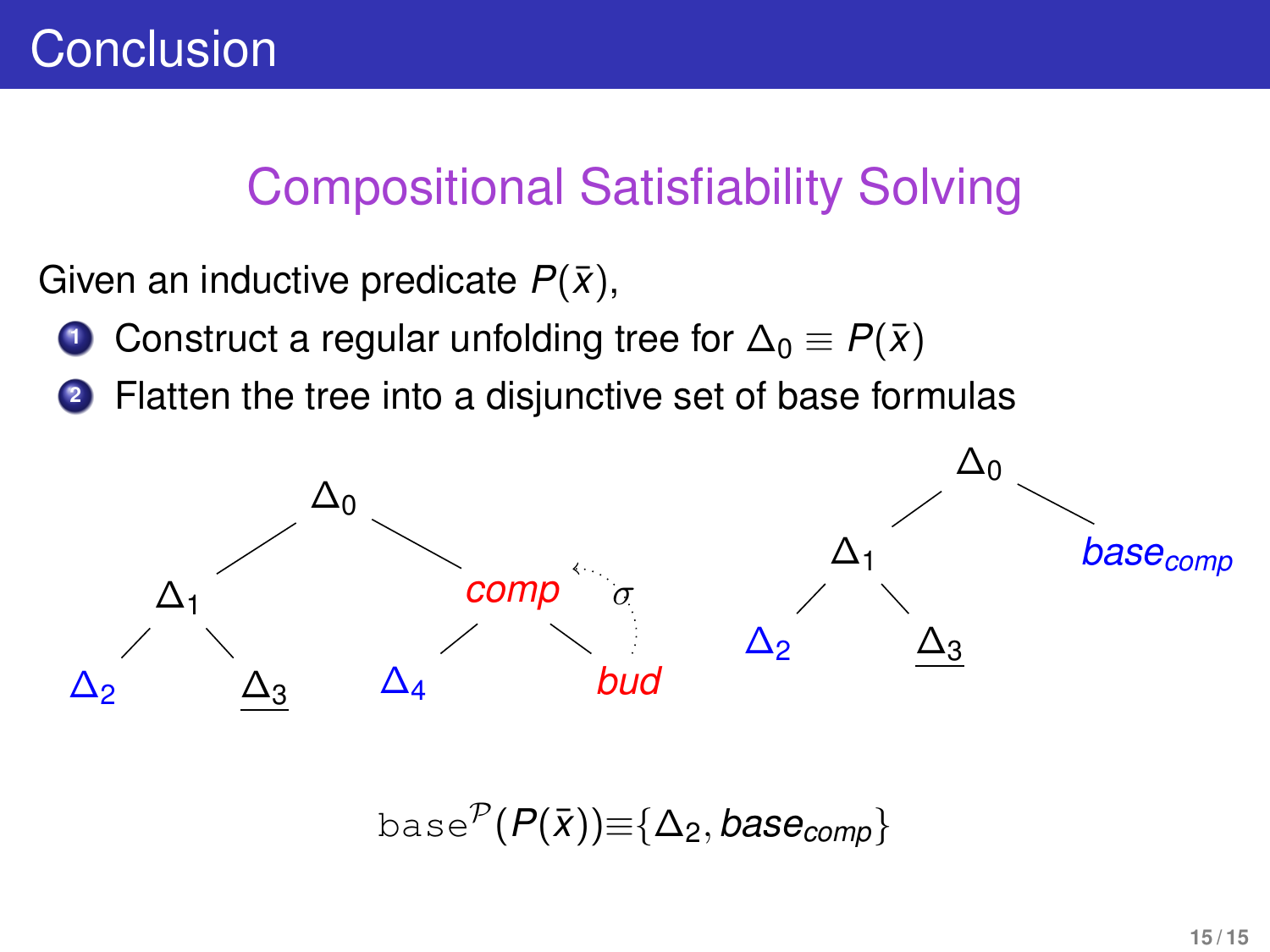# Conclusion

## Compositional Satisfiability Solving

Given an inductive predicate $P(\bar{x})$,

1. Construct a regular unfolding tree for $\Delta_0 \equiv P(\bar{x})$
2. Flatten the tree into a disjunctive set of base formulas

$\Delta_0$

$\Delta_1$

*comp*

$\sigma$

$\Delta_2$

$\underline{\Delta_3}$

$\Delta_4$

*bud*

$\Delta_0$

$\Delta_1$

$base_{comp}$

$\Delta_2$

$\underline{\Delta_3}$

$$\mathtt{base}^{\mathcal{P}}(P(\bar{x})) \equiv \{\Delta_2, base_{comp}\}$$